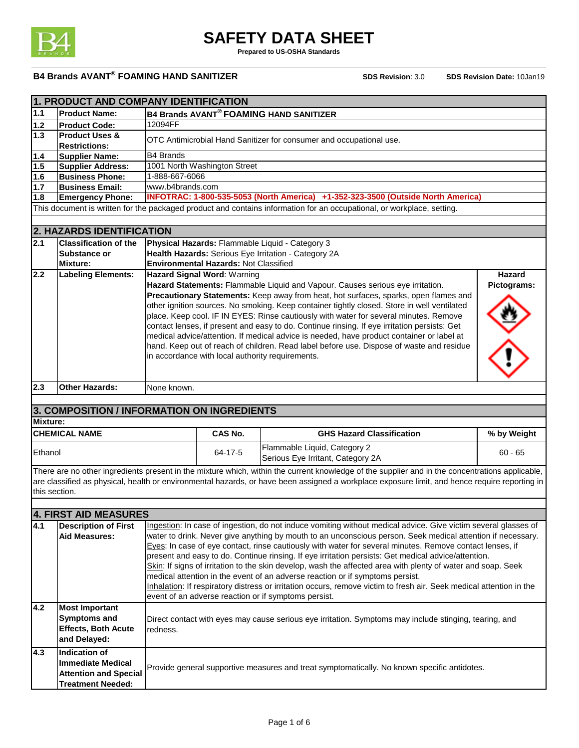# SAFETY DATA SHEET

**Prepared to US-OSHA Standards**

**B4 Brands AVANT® FOAMING HAND SANITIZER** **SDS Revision**: 3.0 **SDS Revision Date:** 10Jan19

## 1. PRODUCT AND COMPANY IDENTIFICATION

| | | |
|---|---|---|
| 1.1 | **Product Name:** | **B4 Brands AVANT® FOAMING HAND SANITIZER** |
| 1.2 | **Product Code:** | 12094FF |
| 1.3 | **Product Uses & Restrictions:** | OTC Antimicrobial Hand Sanitizer for consumer and occupational use. |
| 1.4 | **Supplier Name:** | B4 Brands |
| 1.5 | **Supplier Address:** | 1001 North Washington Street |
| 1.6 | **Business Phone:** | 1-888-667-6066 |
| 1.7 | **Business Email:** | www.b4brands.com |
| 1.8 | **Emergency Phone:** | **INFOTRAC: 1-800-535-5053 (North America) +1-352-323-3500 (Outside North America)** |

This document is written for the packaged product and contains information for an occupational, or workplace, setting.

## 2. HAZARDS IDENTIFICATION

| | | | |
|---|---|---|---|
| 2.1 | **Classification of the Substance or Mixture:** | **Physical Hazards:** Flammable Liquid - Category 3<br>**Health Hazards:** Serious Eye Irritation - Category 2A<br>**Environmental Hazards:** Not Classified | |
| 2.2 | **Labeling Elements:** | **Hazard Signal Word**: Warning<br>**Hazard Statements:** Flammable Liquid and Vapour. Causes serious eye irritation.<br>**Precautionary Statements:** Keep away from heat, hot surfaces, sparks, open flames and other ignition sources. No smoking. Keep container tightly closed. Store in well ventilated place. Keep cool. IF IN EYES: Rinse cautiously with water for several minutes. Remove contact lenses, if present and easy to do. Continue rinsing. If eye irritation persists: Get medical advice/attention. If medical advice is needed, have product container or label at hand. Keep out of reach of children. Read label before use. Dispose of waste and residue in accordance with local authority requirements. | **Hazard Pictograms:** |
| 2.3 | **Other Hazards:** | None known. | |

## 3. COMPOSITION / INFORMATION ON INGREDIENTS

**Mixture:**

| CHEMICAL NAME | CAS No. | GHS Hazard Classification | % by Weight |
|---|---|---|---|
| Ethanol | 64-17-5 | Flammable Liquid, Category 2<br>Serious Eye Irritant, Category 2A | 60 - 65 |

There are no other ingredients present in the mixture which, within the current knowledge of the supplier and in the concentrations applicable, are classified as physical, health or environmental hazards, or have been assigned a workplace exposure limit, and hence require reporting in this section.

## 4. FIRST AID MEASURES

| | | |
|---|---|---|
| 4.1 | **Description of First Aid Measures:** | Ingestion: In case of ingestion, do not induce vomiting without medical advice. Give victim several glasses of water to drink. Never give anything by mouth to an unconscious person. Seek medical attention if necessary.<br>Eyes: In case of eye contact, rinse cautiously with water for several minutes. Remove contact lenses, if present and easy to do. Continue rinsing. If eye irritation persists: Get medical advice/attention.<br>Skin: If signs of irritation to the skin develop, wash the affected area with plenty of water and soap. Seek medical attention in the event of an adverse reaction or if symptoms persist.<br>Inhalation: If respiratory distress or irritation occurs, remove victim to fresh air. Seek medical attention in the event of an adverse reaction or if symptoms persist. |
| 4.2 | **Most Important Symptoms and Effects, Both Acute and Delayed:** | Direct contact with eyes may cause serious eye irritation. Symptoms may include stinging, tearing, and redness. |
| 4.3 | **Indication of Immediate Medical Attention and Special Treatment Needed:** | Provide general supportive measures and treat symptomatically. No known specific antidotes. |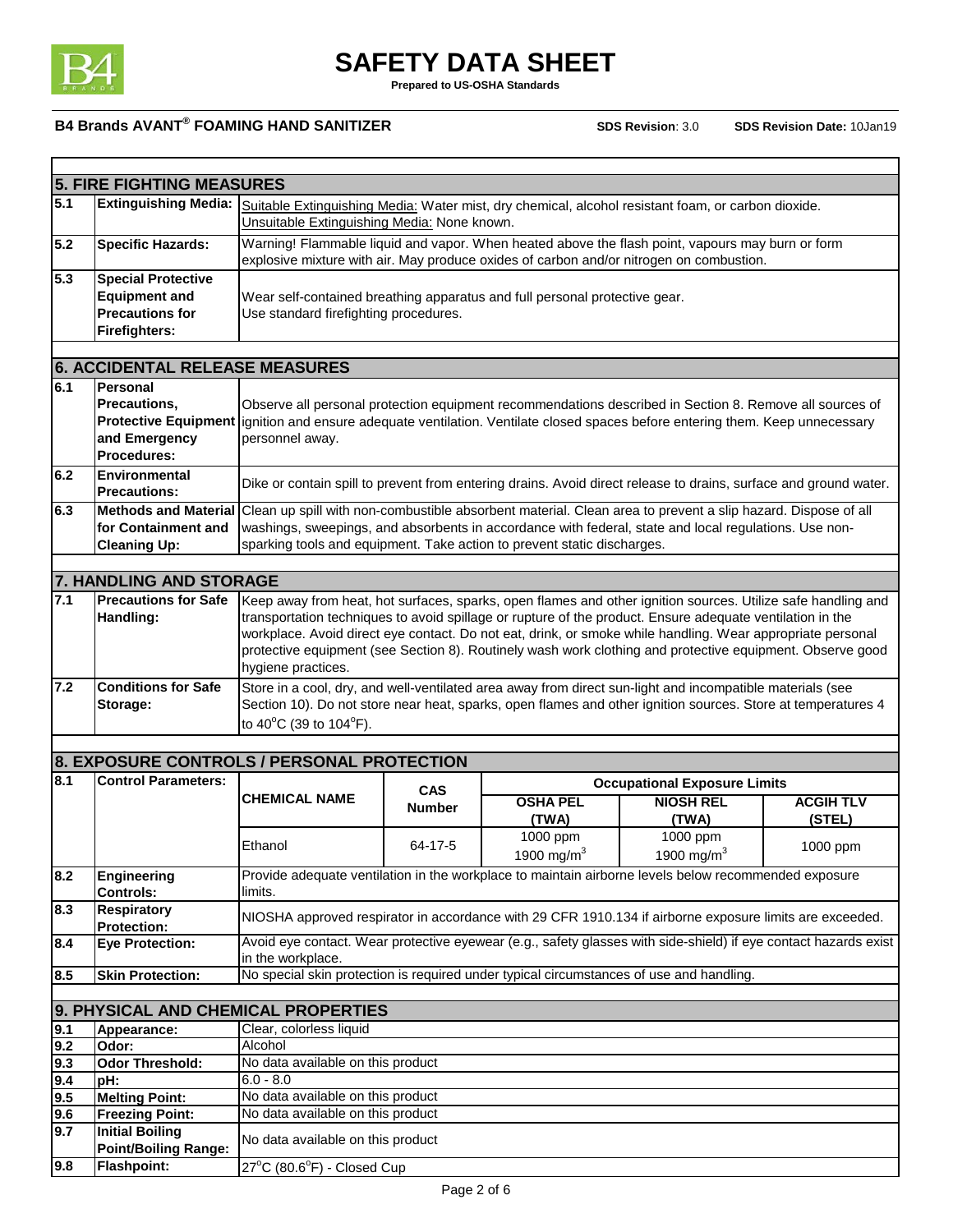## 5. FIRE FIGHTING MEASURES

| | | |
|---|---|---|
| 5.1 | **Extinguishing Media:** | Suitable Extinguishing Media: Water mist, dry chemical, alcohol resistant foam, or carbon dioxide. Unsuitable Extinguishing Media: None known. |
| 5.2 | **Specific Hazards:** | Warning! Flammable liquid and vapor. When heated above the flash point, vapours may burn or form explosive mixture with air. May produce oxides of carbon and/or nitrogen on combustion. |
| 5.3 | **Special Protective Equipment and Precautions for Firefighters:** | Wear self-contained breathing apparatus and full personal protective gear. Use standard firefighting procedures. |

## 6. ACCIDENTAL RELEASE MEASURES

| | | |
|---|---|---|
| 6.1 | **Personal Precautions, Protective Equipment and Emergency Procedures:** | Observe all personal protection equipment recommendations described in Section 8. Remove all sources of ignition and ensure adequate ventilation. Ventilate closed spaces before entering them. Keep unnecessary personnel away. |
| 6.2 | **Environmental Precautions:** | Dike or contain spill to prevent from entering drains. Avoid direct release to drains, surface and ground water. |
| 6.3 | **Methods and Material for Containment and Cleaning Up:** | Clean up spill with non-combustible absorbent material. Clean area to prevent a slip hazard. Dispose of all washings, sweepings, and absorbents in accordance with federal, state and local regulations. Use non-sparking tools and equipment. Take action to prevent static discharges. |

## 7. HANDLING AND STORAGE

| | | |
|---|---|---|
| 7.1 | **Precautions for Safe Handling:** | Keep away from heat, hot surfaces, sparks, open flames and other ignition sources. Utilize safe handling and transportation techniques to avoid spillage or rupture of the product. Ensure adequate ventilation in the workplace. Avoid direct eye contact. Do not eat, drink, or smoke while handling. Wear appropriate personal protective equipment (see Section 8). Routinely wash work clothing and protective equipment. Observe good hygiene practices. |
| 7.2 | **Conditions for Safe Storage:** | Store in a cool, dry, and well-ventilated area away from direct sun-light and incompatible materials (see Section 10). Do not store near heat, sparks, open flames and other ignition sources. Store at temperatures 4 to 40°C (39 to 104°F). |

## 8. EXPOSURE CONTROLS / PERSONAL PROTECTION

**8.1 Control Parameters:**

| CHEMICAL NAME | CAS Number | Occupational Exposure Limits | | |
|---|---|---|---|---|
| | | OSHA PEL (TWA) | NIOSH REL (TWA) | ACGIH TLV (STEL) |
| Ethanol | 64-17-5 | 1000 ppm 1900 $mg/m^3$ | 1000 ppm 1900 $mg/m^3$ | 1000 ppm |

| | | |
|---|---|---|
| 8.2 | **Engineering Controls:** | Provide adequate ventilation in the workplace to maintain airborne levels below recommended exposure limits. |
| 8.3 | **Respiratory Protection:** | NIOSHA approved respirator in accordance with 29 CFR 1910.134 if airborne exposure limits are exceeded. |
| 8.4 | **Eye Protection:** | Avoid eye contact. Wear protective eyewear (e.g., safety glasses with side-shield) if eye contact hazards exist in the workplace. |
| 8.5 | **Skin Protection:** | No special skin protection is required under typical circumstances of use and handling. |

## 9. PHYSICAL AND CHEMICAL PROPERTIES

| | | |
|---|---|---|
| 9.1 | **Appearance:** | Clear, colorless liquid |
| 9.2 | **Odor:** | Alcohol |
| 9.3 | **Odor Threshold:** | No data available on this product |
| 9.4 | **pH:** | 6.0 - 8.0 |
| 9.5 | **Melting Point:** | No data available on this product |
| 9.6 | **Freezing Point:** | No data available on this product |
| 9.7 | **Initial Boiling Point/Boiling Range:** | No data available on this product |
| 9.8 | **Flashpoint:** | 27°C (80.6°F) - Closed Cup |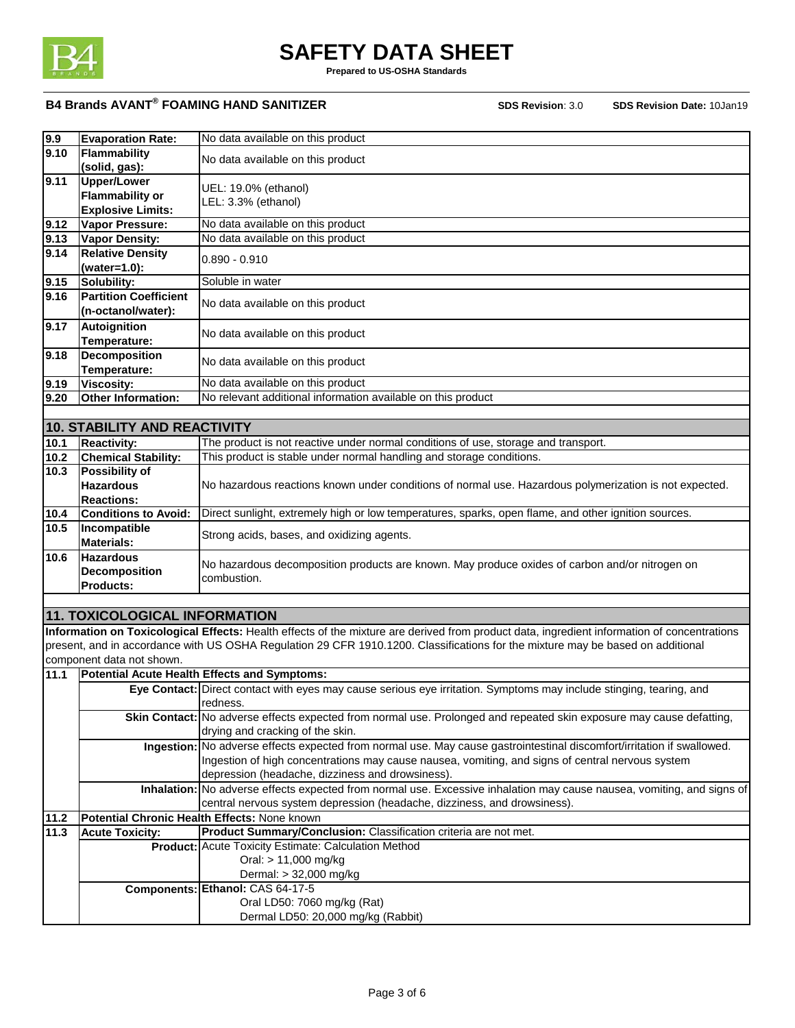| | | |
|---|---|---|
| **9.9** | **Evaporation Rate:** | No data available on this product |
| **9.10** | **Flammability (solid, gas):** | No data available on this product |
| **9.11** | **Upper/Lower Flammability or Explosive Limits:** | UEL: 19.0% (ethanol)<br>LEL: 3.3% (ethanol) |
| **9.12** | **Vapor Pressure:** | No data available on this product |
| **9.13** | **Vapor Density:** | No data available on this product |
| **9.14** | **Relative Density (water=1.0):** | 0.890 - 0.910 |
| **9.15** | **Solubility:** | Soluble in water |
| **9.16** | **Partition Coefficient (n-octanol/water):** | No data available on this product |
| **9.17** | **Autoignition Temperature:** | No data available on this product |
| **9.18** | **Decomposition Temperature:** | No data available on this product |
| **9.19** | **Viscosity:** | No data available on this product |
| **9.20** | **Other Information:** | No relevant additional information available on this product |

## 10. STABILITY AND REACTIVITY

| | | |
|---|---|---|
| **10.1** | **Reactivity:** | The product is not reactive under normal conditions of use, storage and transport. |
| **10.2** | **Chemical Stability:** | This product is stable under normal handling and storage conditions. |
| **10.3** | **Possibility of Hazardous Reactions:** | No hazardous reactions known under conditions of normal use. Hazardous polymerization is not expected. |
| **10.4** | **Conditions to Avoid:** | Direct sunlight, extremely high or low temperatures, sparks, open flame, and other ignition sources. |
| **10.5** | **Incompatible Materials:** | Strong acids, bases, and oxidizing agents. |
| **10.6** | **Hazardous Decomposition Products:** | No hazardous decomposition products are known. May produce oxides of carbon and/or nitrogen on combustion. |

## 11. TOXICOLOGICAL INFORMATION

**Information on Toxicological Effects:** Health effects of the mixture are derived from product data, ingredient information of concentrations present, and in accordance with US OSHA Regulation 29 CFR 1910.1200. Classifications for the mixture may be based on additional component data not shown.

| | | |
|---|---|---|
| **11.1** | **Potential Acute Health Effects and Symptoms:** | |
| | **Eye Contact:** | Direct contact with eyes may cause serious eye irritation. Symptoms may include stinging, tearing, and redness. |
| | **Skin Contact:** | No adverse effects expected from normal use. Prolonged and repeated skin exposure may cause defatting, drying and cracking of the skin. |
| | **Ingestion:** | No adverse effects expected from normal use. May cause gastrointestinal discomfort/irritation if swallowed. Ingestion of high concentrations may cause nausea, vomiting, and signs of central nervous system depression (headache, dizziness and drowsiness). |
| | **Inhalation:** | No adverse effects expected from normal use. Excessive inhalation may cause nausea, vomiting, and signs of central nervous system depression (headache, dizziness, and drowsiness). |
| **11.2** | **Potential Chronic Health Effects:** None known | |
| **11.3** | **Acute Toxicity:** | **Product Summary/Conclusion:** Classification criteria are not met. |
| | **Product:** | Acute Toxicity Estimate: Calculation Method<br>Oral: > 11,000 mg/kg<br>Dermal: > 32,000 mg/kg |
| | **Components:** | **Ethanol:** CAS 64-17-5<br>Oral LD50: 7060 mg/kg (Rat)<br>Dermal LD50: 20,000 mg/kg (Rabbit) |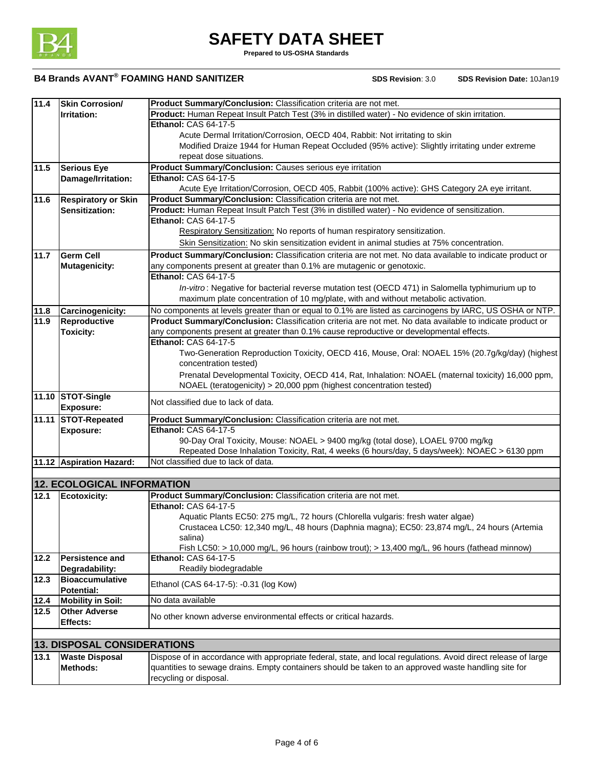| | | |
|---|---|---|
| **11.4** | **Skin Corrosion/ Irritation:** | **Product Summary/Conclusion:** Classification criteria are not met. |
| | | **Product:** Human Repeat Insult Patch Test (3% in distilled water) - No evidence of skin irritation. |
| | | **Ethanol:** CAS 64-17-5<br>Acute Dermal Irritation/Corrosion, OECD 404, Rabbit: Not irritating to skin<br>Modified Draize 1944 for Human Repeat Occluded (95% active): Slightly irritating under extreme repeat dose situations. |
| **11.5** | **Serious Eye Damage/Irritation:** | **Product Summary/Conclusion:** Causes serious eye irritation |
| | | **Ethanol:** CAS 64-17-5<br>Acute Eye Irritation/Corrosion, OECD 405, Rabbit (100% active): GHS Category 2A eye irritant. |
| **11.6** | **Respiratory or Skin Sensitization:** | **Product Summary/Conclusion:** Classification criteria are not met. |
| | | **Product:** Human Repeat Insult Patch Test (3% in distilled water) - No evidence of sensitization. |
| | | **Ethanol:** CAS 64-17-5<br>Respiratory Sensitization: No reports of human respiratory sensitization.<br>Skin Sensitization: No skin sensitization evident in animal studies at 75% concentration. |
| **11.7** | **Germ Cell Mutagenicity:** | **Product Summary/Conclusion:** Classification criteria are not met. No data available to indicate product or any components present at greater than 0.1% are mutagenic or genotoxic. |
| | | **Ethanol:** CAS 64-17-5<br>*In-vitro* : Negative for bacterial reverse mutation test (OECD 471) in Salomella typhimurium up to maximum plate concentration of 10 mg/plate, with and without metabolic activation. |
| **11.8** | **Carcinogenicity:** | No components at levels greater than or equal to 0.1% are listed as carcinogens by IARC, US OSHA or NTP. |
| **11.9** | **Reproductive Toxicity:** | **Product Summary/Conclusion:** Classification criteria are not met. No data available to indicate product or any components present at greater than 0.1% cause reproductive or developmental effects. |
| | | **Ethanol:** CAS 64-17-5<br>Two-Generation Reproduction Toxicity, OECD 416, Mouse, Oral: NOAEL 15% (20.7g/kg/day) (highest concentration tested)<br>Prenatal Developmental Toxicity, OECD 414, Rat, Inhalation: NOAEL (maternal toxicity) 16,000 ppm, NOAEL (teratogenicity) > 20,000 ppm (highest concentration tested) |
| **11.10** | **STOT-Single Exposure:** | Not classified due to lack of data. |
| **11.11** | **STOT-Repeated Exposure:** | **Product Summary/Conclusion:** Classification criteria are not met. |
| | | **Ethanol:** CAS 64-17-5<br>90-Day Oral Toxicity, Mouse: NOAEL > 9400 mg/kg (total dose), LOAEL 9700 mg/kg<br>Repeated Dose Inhalation Toxicity, Rat, 4 weeks (6 hours/day, 5 days/week): NOAEC > 6130 ppm |
| **11.12** | **Aspiration Hazard:** | Not classified due to lack of data. |

## 12. ECOLOGICAL INFORMATION

| | | |
|---|---|---|
| **12.1** | **Ecotoxicity:** | **Product Summary/Conclusion:** Classification criteria are not met. |
| | | **Ethanol:** CAS 64-17-5<br>Aquatic Plants EC50: 275 mg/L, 72 hours (Chlorella vulgaris: fresh water algae)<br>Crustacea LC50: 12,340 mg/L, 48 hours (Daphnia magna); EC50: 23,874 mg/L, 24 hours (Artemia salina)<br>Fish LC50: > 10,000 mg/L, 96 hours (rainbow trout); > 13,400 mg/L, 96 hours (fathead minnow) |
| **12.2** | **Persistence and Degradability:** | **Ethanol:** CAS 64-17-5<br>Readily biodegradable |
| **12.3** | **Bioaccumulative Potential:** | Ethanol (CAS 64-17-5): -0.31 (log Kow) |
| **12.4** | **Mobility in Soil:** | No data available |
| **12.5** | **Other Adverse Effects:** | No other known adverse environmental effects or critical hazards. |

## 13. DISPOSAL CONSIDERATIONS

| | | |
|---|---|---|
| **13.1** | **Waste Disposal Methods:** | Dispose of in accordance with appropriate federal, state, and local regulations. Avoid direct release of large quantities to sewage drains. Empty containers should be taken to an approved waste handling site for recycling or disposal. |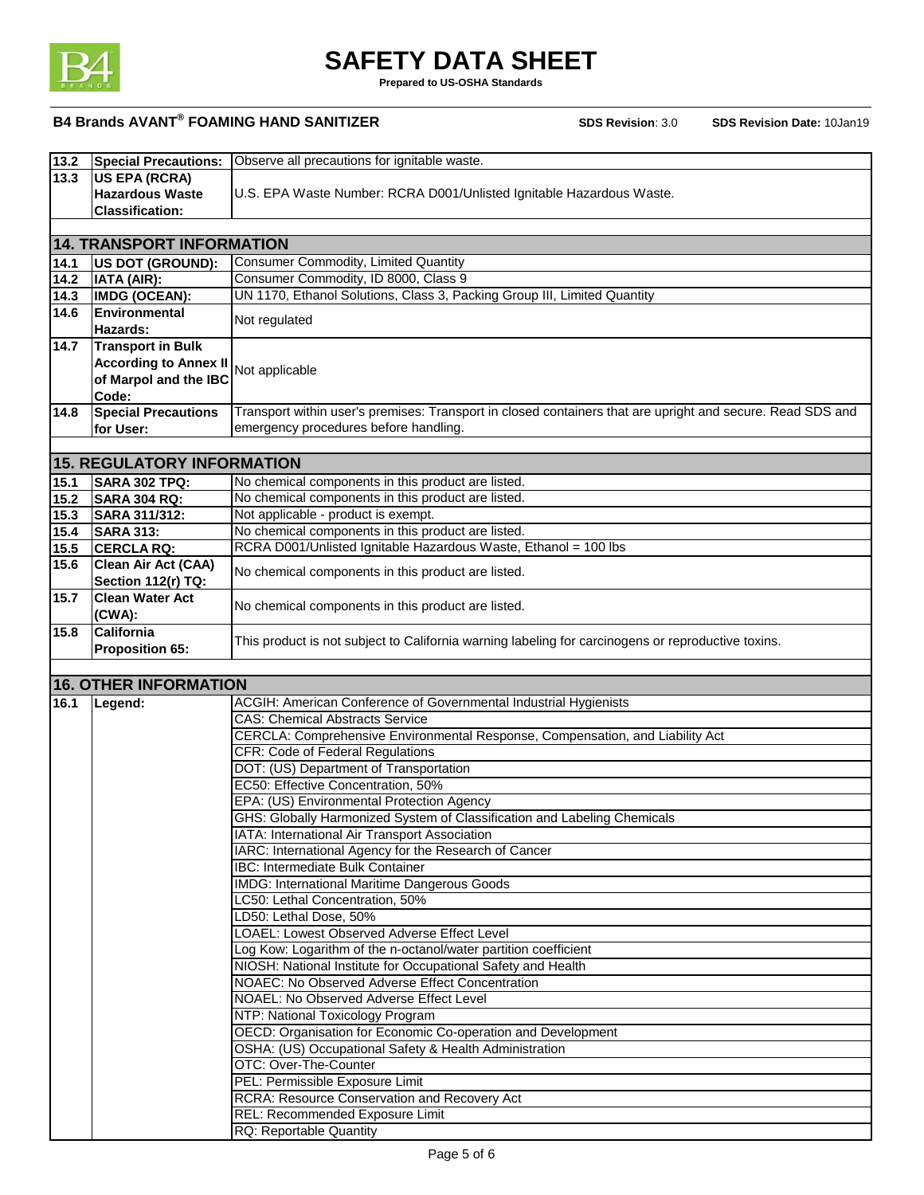| | | |
|---|---|---|
| 13.2 | **Special Precautions:** | Observe all precautions for ignitable waste. |
| 13.3 | **US EPA (RCRA) Hazardous Waste Classification:** | U.S. EPA Waste Number: RCRA D001/Unlisted Ignitable Hazardous Waste. |

## 14. TRANSPORT INFORMATION

| | | |
|---|---|---|
| 14.1 | **US DOT (GROUND):** | Consumer Commodity, Limited Quantity |
| 14.2 | **IATA (AIR):** | Consumer Commodity, ID 8000, Class 9 |
| 14.3 | **IMDG (OCEAN):** | UN 1170, Ethanol Solutions, Class 3, Packing Group III, Limited Quantity |
| 14.6 | **Environmental Hazards:** | Not regulated |
| 14.7 | **Transport in Bulk According to Annex II of Marpol and the IBC Code:** | Not applicable |
| 14.8 | **Special Precautions for User:** | Transport within user's premises: Transport in closed containers that are upright and secure. Read SDS and emergency procedures before handling. |

## 15. REGULATORY INFORMATION

| | | |
|---|---|---|
| 15.1 | **SARA 302 TPQ:** | No chemical components in this product are listed. |
| 15.2 | **SARA 304 RQ:** | No chemical components in this product are listed. |
| 15.3 | **SARA 311/312:** | Not applicable - product is exempt. |
| 15.4 | **SARA 313:** | No chemical components in this product are listed. |
| 15.5 | **CERCLA RQ:** | RCRA D001/Unlisted Ignitable Hazardous Waste, Ethanol = 100 lbs |
| 15.6 | **Clean Air Act (CAA) Section 112(r) TQ:** | No chemical components in this product are listed. |
| 15.7 | **Clean Water Act (CWA):** | No chemical components in this product are listed. |
| 15.8 | **California Proposition 65:** | This product is not subject to California warning labeling for carcinogens or reproductive toxins. |

## 16. OTHER INFORMATION

| | | |
|---|---|---|
| 16.1 | **Legend:** | ACGIH: American Conference of Governmental Industrial Hygienists |
| | | CAS: Chemical Abstracts Service |
| | | CERCLA: Comprehensive Environmental Response, Compensation, and Liability Act |
| | | CFR: Code of Federal Regulations |
| | | DOT: (US) Department of Transportation |
| | | EC50: Effective Concentration, 50% |
| | | EPA: (US) Environmental Protection Agency |
| | | GHS: Globally Harmonized System of Classification and Labeling Chemicals |
| | | IATA: International Air Transport Association |
| | | IARC: International Agency for the Research of Cancer |
| | | IBC: Intermediate Bulk Container |
| | | IMDG: International Maritime Dangerous Goods |
| | | LC50: Lethal Concentration, 50% |
| | | LD50: Lethal Dose, 50% |
| | | LOAEL: Lowest Observed Adverse Effect Level |
| | | Log Kow: Logarithm of the n-octanol/water partition coefficient |
| | | NIOSH: National Institute for Occupational Safety and Health |
| | | NOAEC: No Observed Adverse Effect Concentration |
| | | NOAEL: No Observed Adverse Effect Level |
| | | NTP: National Toxicology Program |
| | | OECD: Organisation for Economic Co-operation and Development |
| | | OSHA: (US) Occupational Safety & Health Administration |
| | | OTC: Over-The-Counter |
| | | PEL: Permissible Exposure Limit |
| | | RCRA: Resource Conservation and Recovery Act |
| | | REL: Recommended Exposure Limit |
| | | RQ: Reportable Quantity |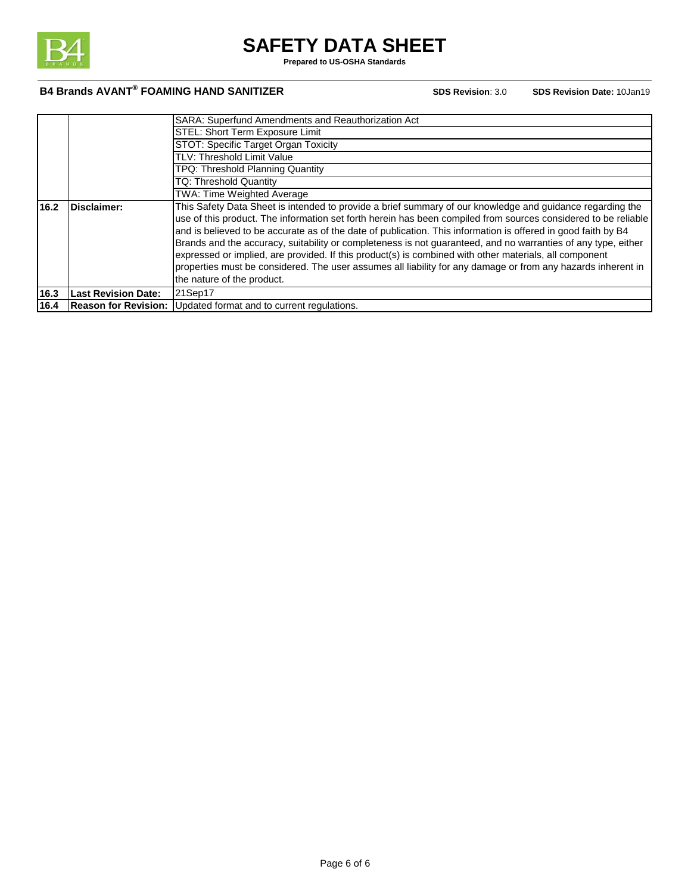| | | |
|---|---|---|
| | | SARA: Superfund Amendments and Reauthorization Act |
| | | STEL: Short Term Exposure Limit |
| | | STOT: Specific Target Organ Toxicity |
| | | TLV: Threshold Limit Value |
| | | TPQ: Threshold Planning Quantity |
| | | TQ: Threshold Quantity |
| | | TWA: Time Weighted Average |
| **16.2** | **Disclaimer:** | This Safety Data Sheet is intended to provide a brief summary of our knowledge and guidance regarding the use of this product. The information set forth herein has been compiled from sources considered to be reliable and is believed to be accurate as of the date of publication. This information is offered in good faith by B4 Brands and the accuracy, suitability or completeness is not guaranteed, and no warranties of any type, either expressed or implied, are provided. If this product(s) is combined with other materials, all component properties must be considered. The user assumes all liability for any damage or from any hazards inherent in the nature of the product. |
| **16.3** | **Last Revision Date:** | 21Sep17 |
| **16.4** | **Reason for Revision:** | Updated format and to current regulations. |